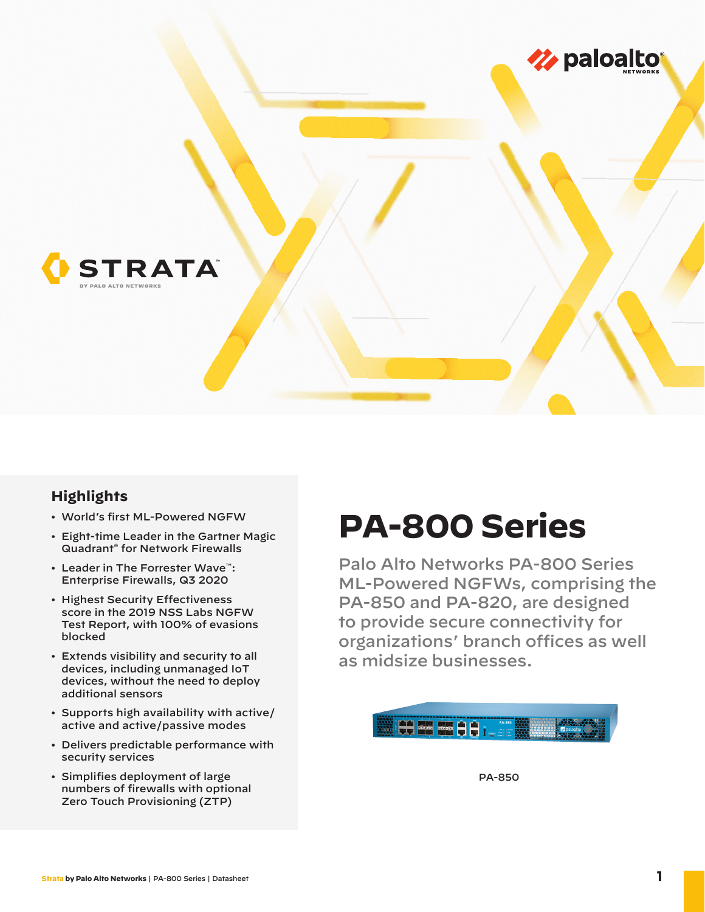# PA-800 Series

Palo Alto Networks PA-800 Series ML-Powered NGFWs, comprising the PA-850 and PA-820, are designed to provide secure connectivity for organizations' branch offices as well as midsize businesses.

PA-850

## Highlights

- World's first ML-Powered NGFW
- Eight-time Leader in the Gartner Magic Quadrant® for Network Firewalls
- Leader in The Forrester Wave™: Enterprise Firewalls, Q3 2020
- Highest Security Effectiveness score in the 2019 NSS Labs NGFW Test Report, with 100% of evasions blocked
- Extends visibility and security to all devices, including unmanaged IoT devices, without the need to deploy additional sensors
- Supports high availability with active/active and active/passive modes
- Delivers predictable performance with security services
- Simplifies deployment of large numbers of firewalls with optional Zero Touch Provisioning (ZTP)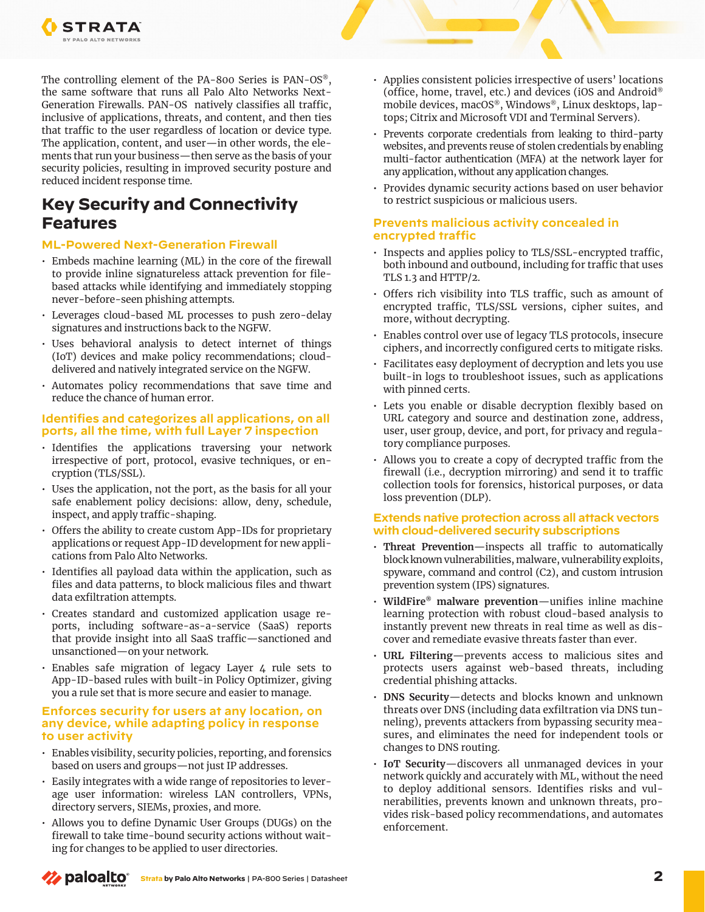The controlling element of the PA-800 Series is PAN-OS®, the same software that runs all Palo Alto Networks Next-Generation Firewalls. PAN-OS natively classifies all traffic, inclusive of applications, threats, and content, and then ties that traffic to the user regardless of location or device type. The application, content, and user—in other words, the elements that run your business—then serve as the basis of your security policies, resulting in improved security posture and reduced incident response time.

## Key Security and Connectivity Features

### ML-Powered Next-Generation Firewall

- Embeds machine learning (ML) in the core of the firewall to provide inline signatureless attack prevention for file-based attacks while identifying and immediately stopping never-before-seen phishing attempts.
- Leverages cloud-based ML processes to push zero-delay signatures and instructions back to the NGFW.
- Uses behavioral analysis to detect internet of things (IoT) devices and make policy recommendations; cloud-delivered and natively integrated service on the NGFW.
- Automates policy recommendations that save time and reduce the chance of human error.

### Identifies and categorizes all applications, on all ports, all the time, with full Layer 7 inspection

- Identifies the applications traversing your network irrespective of port, protocol, evasive techniques, or encryption (TLS/SSL).
- Uses the application, not the port, as the basis for all your safe enablement policy decisions: allow, deny, schedule, inspect, and apply traffic-shaping.
- Offers the ability to create custom App-IDs for proprietary applications or request App-ID development for new applications from Palo Alto Networks.
- Identifies all payload data within the application, such as files and data patterns, to block malicious files and thwart data exfiltration attempts.
- Creates standard and customized application usage reports, including software-as-a-service (SaaS) reports that provide insight into all SaaS traffic—sanctioned and unsanctioned—on your network.
- Enables safe migration of legacy Layer 4 rule sets to App-ID-based rules with built-in Policy Optimizer, giving you a rule set that is more secure and easier to manage.

### Enforces security for users at any location, on any device, while adapting policy in response to user activity

- Enables visibility, security policies, reporting, and forensics based on users and groups—not just IP addresses.
- Easily integrates with a wide range of repositories to leverage user information: wireless LAN controllers, VPNs, directory servers, SIEMs, proxies, and more.
- Allows you to define Dynamic User Groups (DUGs) on the firewall to take time-bound security actions without waiting for changes to be applied to user directories.
- Applies consistent policies irrespective of users' locations (office, home, travel, etc.) and devices (iOS and Android® mobile devices, macOS®, Windows®, Linux desktops, laptops; Citrix and Microsoft VDI and Terminal Servers).
- Prevents corporate credentials from leaking to third-party websites, and prevents reuse of stolen credentials by enabling multi-factor authentication (MFA) at the network layer for any application, without any application changes.
- Provides dynamic security actions based on user behavior to restrict suspicious or malicious users.

### Prevents malicious activity concealed in encrypted traffic

- Inspects and applies policy to TLS/SSL-encrypted traffic, both inbound and outbound, including for traffic that uses TLS 1.3 and HTTP/2.
- Offers rich visibility into TLS traffic, such as amount of encrypted traffic, TLS/SSL versions, cipher suites, and more, without decrypting.
- Enables control over use of legacy TLS protocols, insecure ciphers, and incorrectly configured certs to mitigate risks.
- Facilitates easy deployment of decryption and lets you use built-in logs to troubleshoot issues, such as applications with pinned certs.
- Lets you enable or disable decryption flexibly based on URL category and source and destination zone, address, user, user group, device, and port, for privacy and regulatory compliance purposes.
- Allows you to create a copy of decrypted traffic from the firewall (i.e., decryption mirroring) and send it to traffic collection tools for forensics, historical purposes, or data loss prevention (DLP).

### Extends native protection across all attack vectors with cloud-delivered security subscriptions

- **Threat Prevention**—inspects all traffic to automatically block known vulnerabilities, malware, vulnerability exploits, spyware, command and control (C2), and custom intrusion prevention system (IPS) signatures.
- **WildFire® malware prevention**—unifies inline machine learning protection with robust cloud-based analysis to instantly prevent new threats in real time as well as discover and remediate evasive threats faster than ever.
- **URL Filtering**—prevents access to malicious sites and protects users against web-based threats, including credential phishing attacks.
- **DNS Security**—detects and blocks known and unknown threats over DNS (including data exfiltration via DNS tunneling), prevents attackers from bypassing security measures, and eliminates the need for independent tools or changes to DNS routing.
- **IoT Security**—discovers all unmanaged devices in your network quickly and accurately with ML, without the need to deploy additional sensors. Identifies risks and vulnerabilities, prevents known and unknown threats, provides risk-based policy recommendations, and automates enforcement.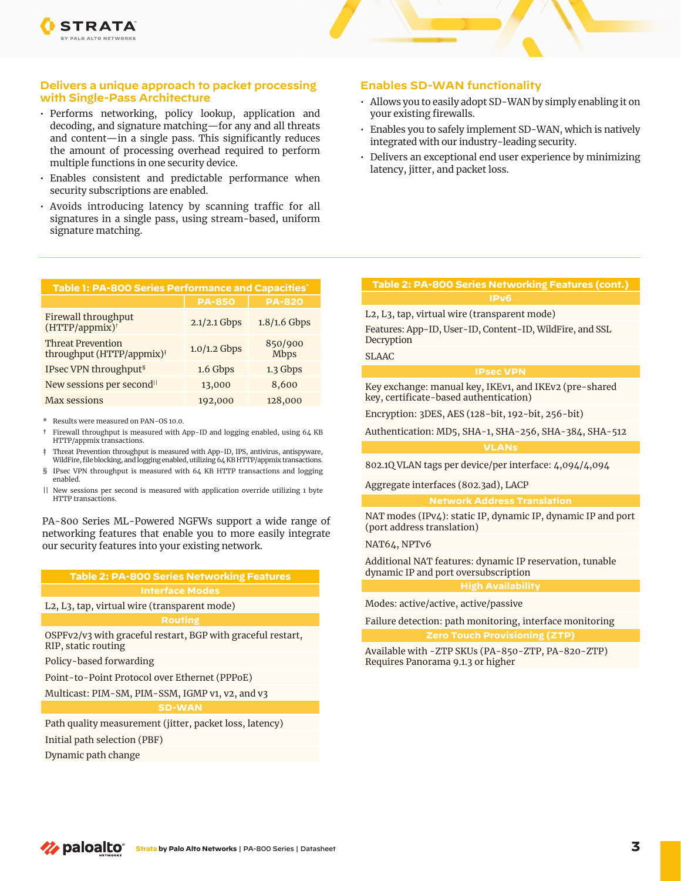## Delivers a unique approach to packet processing with Single-Pass Architecture

- Performs networking, policy lookup, application and decoding, and signature matching—for any and all threats and content—in a single pass. This significantly reduces the amount of processing overhead required to perform multiple functions in one security device.
- Enables consistent and predictable performance when security subscriptions are enabled.
- Avoids introducing latency by scanning traffic for all signatures in a single pass, using stream-based, uniform signature matching.

## Enables SD-WAN functionality

- Allows you to easily adopt SD-WAN by simply enabling it on your existing firewalls.
- Enables you to safely implement SD-WAN, which is natively integrated with our industry-leading security.
- Delivers an exceptional end user experience by minimizing latency, jitter, and packet loss.

**Table 1: PA-800 Series Performance and Capacities***

| | PA-850 | PA-820 |
|---|---|---|
| Firewall throughput (HTTP/appmix)† | 2.1/2.1 Gbps | 1.8/1.6 Gbps |
| Threat Prevention throughput (HTTP/appmix)‡ | 1.0/1.2 Gbps | 850/900 Mbps |
| IPsec VPN throughput§ | 1.6 Gbps | 1.3 Gbps |
| New sessions per second‖ | 13,000 | 8,600 |
| Max sessions | 192,000 | 128,000 |

\* Results were measured on PAN-OS 10.0.

† Firewall throughput is measured with App-ID and logging enabled, using 64 KB HTTP/appmix transactions.

‡ Threat Prevention throughput is measured with App-ID, IPS, antivirus, antispyware, WildFire, file blocking, and logging enabled, utilizing 64 KB HTTP/appmix transactions.

§ IPsec VPN throughput is measured with 64 KB HTTP transactions and logging enabled.

‖ New sessions per second is measured with application override utilizing 1 byte HTTP transactions.

PA-800 Series ML-Powered NGFWs support a wide range of networking features that enable you to more easily integrate our security features into your existing network.

**Table 2: PA-800 Series Networking Features**

| Interface Modes |
|---|
| L2, L3, tap, virtual wire (transparent mode) |
| **Routing** |
| OSPFv2/v3 with graceful restart, BGP with graceful restart, RIP, static routing |
| Policy-based forwarding |
| Point-to-Point Protocol over Ethernet (PPPoE) |
| Multicast: PIM-SM, PIM-SSM, IGMP v1, v2, and v3 |
| **SD-WAN** |
| Path quality measurement (jitter, packet loss, latency) |
| Initial path selection (PBF) |
| Dynamic path change |

**Table 2: PA-800 Series Networking Features (cont.)**

| IPv6 |
|---|
| L2, L3, tap, virtual wire (transparent mode) |
| Features: App-ID, User-ID, Content-ID, WildFire, and SSL Decryption |
| SLAAC |
| **IPsec VPN** |
| Key exchange: manual key, IKEv1, and IKEv2 (pre-shared key, certificate-based authentication) |
| Encryption: 3DES, AES (128-bit, 192-bit, 256-bit) |
| Authentication: MD5, SHA-1, SHA-256, SHA-384, SHA-512 |
| **VLANs** |
| 802.1Q VLAN tags per device/per interface: 4,094/4,094 |
| Aggregate interfaces (802.3ad), LACP |
| **Network Address Translation** |
| NAT modes (IPv4): static IP, dynamic IP, dynamic IP and port (port address translation) |
| NAT64, NPTv6 |
| Additional NAT features: dynamic IP reservation, tunable dynamic IP and port oversubscription |
| **High Availability** |
| Modes: active/active, active/passive |
| Failure detection: path monitoring, interface monitoring |
| **Zero Touch Provisioning (ZTP)** |
| Available with -ZTP SKUs (PA-850-ZTP, PA-820-ZTP) Requires Panorama 9.1.3 or higher |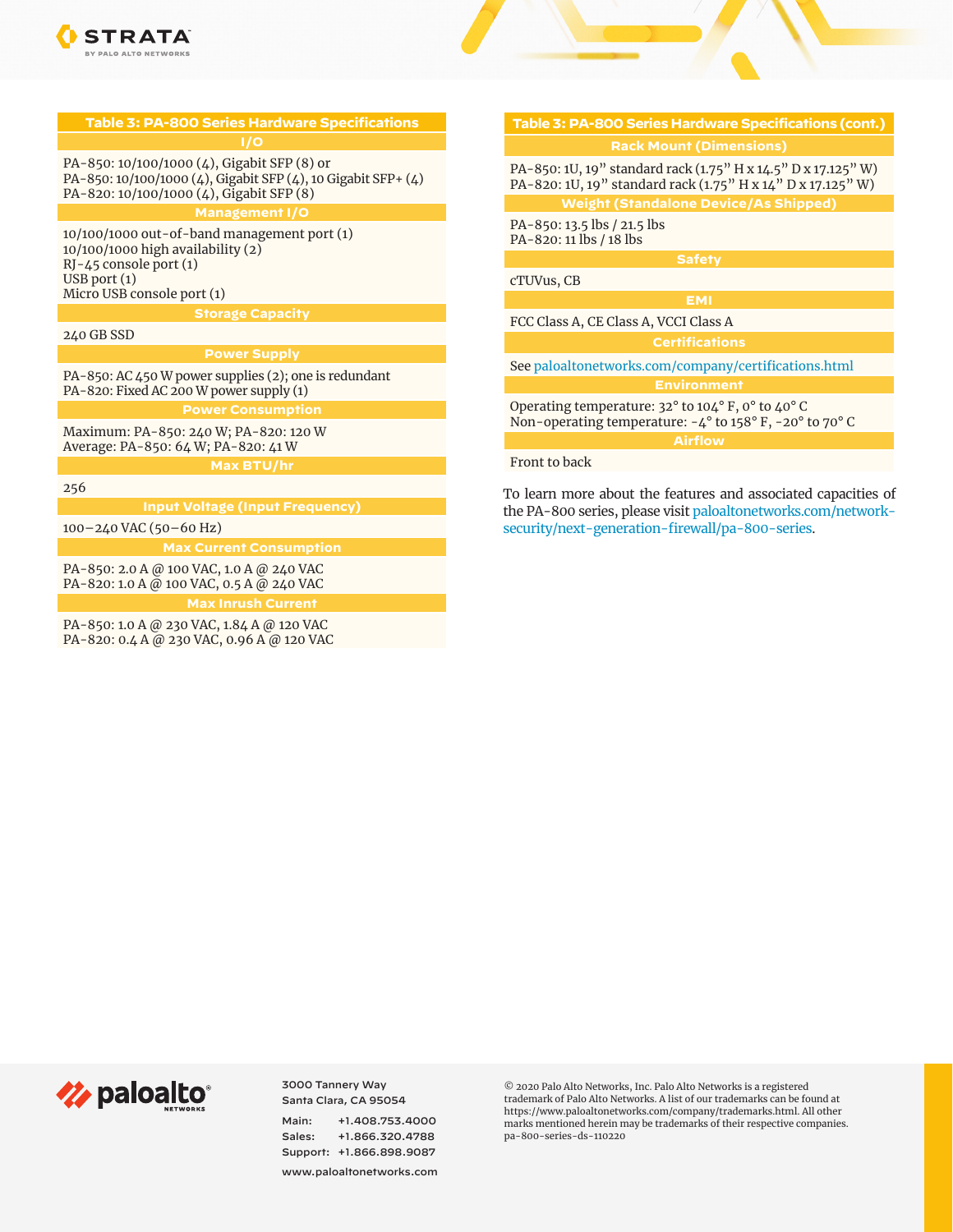| Table 3: PA-800 Series Hardware Specifications |
| --- |
| **I/O** |
| PA-850: 10/100/1000 (4), Gigabit SFP (8) or<br>PA-850: 10/100/1000 (4), Gigabit SFP (4), 10 Gigabit SFP+ (4)<br>PA-820: 10/100/1000 (4), Gigabit SFP (8) |
| **Management I/O** |
| 10/100/1000 out-of-band management port (1)<br>10/100/1000 high availability (2)<br>RJ-45 console port (1)<br>USB port (1)<br>Micro USB console port (1) |
| **Storage Capacity** |
| 240 GB SSD |
| **Power Supply** |
| PA-850: AC 450 W power supplies (2); one is redundant<br>PA-820: Fixed AC 200 W power supply (1) |
| **Power Consumption** |
| Maximum: PA-850: 240 W; PA-820: 120 W<br>Average: PA-850: 64 W; PA-820: 41 W |
| **Max BTU/hr** |
| 256 |
| **Input Voltage (Input Frequency)** |
| 100–240 VAC (50–60 Hz) |
| **Max Current Consumption** |
| PA-850: 2.0 A @ 100 VAC, 1.0 A @ 240 VAC<br>PA-820: 1.0 A @ 100 VAC, 0.5 A @ 240 VAC |
| **Max Inrush Current** |
| PA-850: 1.0 A @ 230 VAC, 1.84 A @ 120 VAC<br>PA-820: 0.4 A @ 230 VAC, 0.96 A @ 120 VAC |

| Table 3: PA-800 Series Hardware Specifications (cont.) |
| --- |
| **Rack Mount (Dimensions)** |
| PA-850: 1U, 19” standard rack (1.75” H x 14.5” D x 17.125” W)<br>PA-820: 1U, 19” standard rack (1.75” H x 14” D x 17.125” W) |
| **Weight (Standalone Device/As Shipped)** |
| PA-850: 13.5 lbs / 21.5 lbs<br>PA-820: 11 lbs / 18 lbs |
| **Safety** |
| cTUVus, CB |
| **EMI** |
| FCC Class A, CE Class A, VCCI Class A |
| **Certifications** |
| See paloaltonetworks.com/company/certifications.html |
| **Environment** |
| Operating temperature: 32° to 104° F, 0° to 40° C<br>Non-operating temperature: -4° to 158° F, -20° to 70° C |
| **Airflow** |
| Front to back |

To learn more about the features and associated capacities of the PA-800 series, please visit paloaltonetworks.com/network-security/next-generation-firewall/pa-800-series.

3000 Tannery Way
Santa Clara, CA 95054

Main: +1.408.753.4000
Sales: +1.866.320.4788
Support: +1.866.898.9087

www.paloaltonetworks.com

© 2020 Palo Alto Networks, Inc. Palo Alto Networks is a registered trademark of Palo Alto Networks. A list of our trademarks can be found at https://www.paloaltonetworks.com/company/trademarks.html. All other marks mentioned herein may be trademarks of their respective companies.
pa-800-series-ds-110220